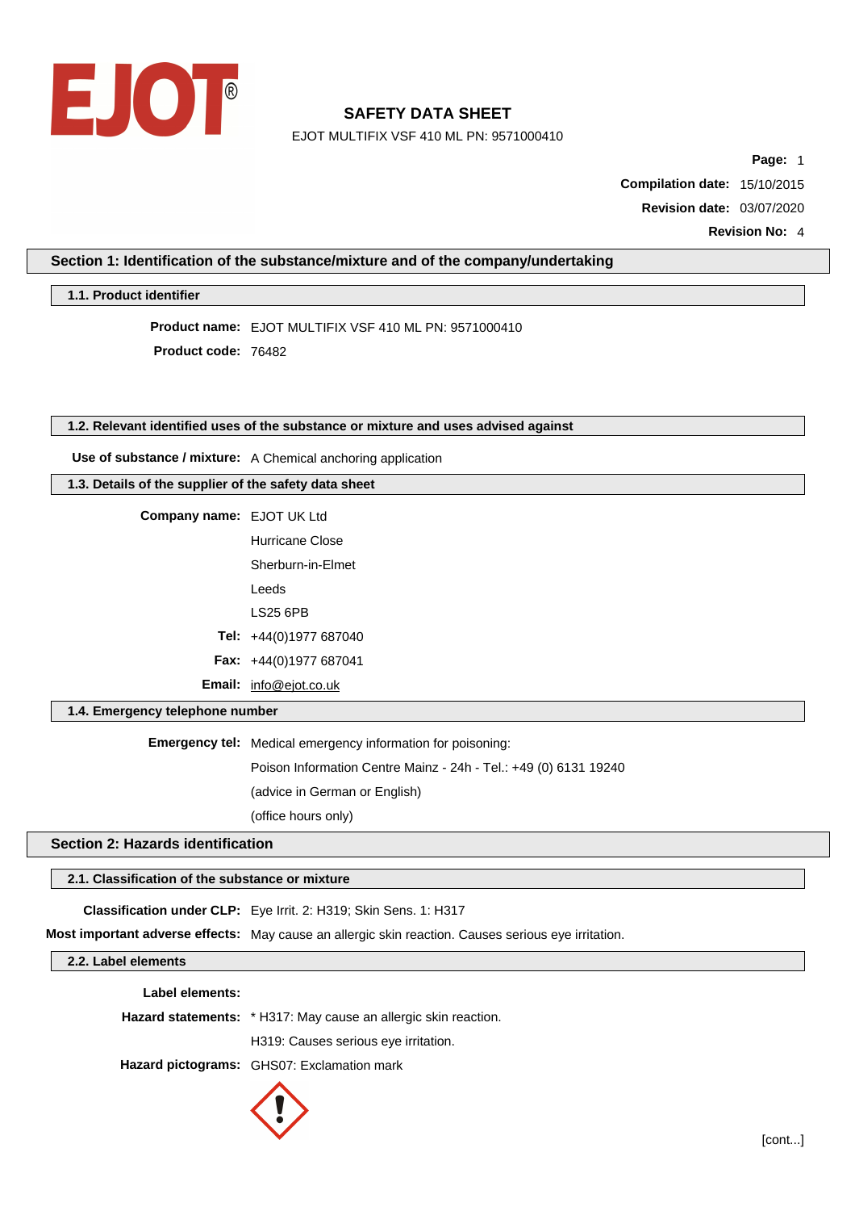# SAFETY DATA SHEET

EJOT MULTIFIX VSF 410 ML PN: 9571000410

**Page:** 1

**Compilation date:** 15/10/2015

**Revision date:** 03/07/2020

**Revision No:** 4

## Section 1: Identification of the substance/mixture and of the company/undertaking

### 1.1. Product identifier

**Product name:** EJOT MULTIFIX VSF 410 ML PN: 9571000410

**Product code:** 76482

### 1.2. Relevant identified uses of the substance or mixture and uses advised against

**Use of substance / mixture:** A Chemical anchoring application

### 1.3. Details of the supplier of the safety data sheet

**Company name:** EJOT UK Ltd

Hurricane Close

Sherburn-in-Elmet

Leeds

LS25 6PB

**Tel:** +44(0)1977 687040

**Fax:** +44(0)1977 687041

**Email:** info@ejot.co.uk

### 1.4. Emergency telephone number

**Emergency tel:** Medical emergency information for poisoning:

Poison Information Centre Mainz - 24h - Tel.: +49 (0) 6131 19240

(advice in German or English)

(office hours only)

## Section 2: Hazards identification

### 2.1. Classification of the substance or mixture

**Classification under CLP:** Eye Irrit. 2: H319; Skin Sens. 1: H317

**Most important adverse effects:** May cause an allergic skin reaction. Causes serious eye irritation.

### 2.2. Label elements

**Label elements:**

**Hazard statements:** * H317: May cause an allergic skin reaction.

H319: Causes serious eye irritation.

**Hazard pictograms:** GHS07: Exclamation mark

[cont...]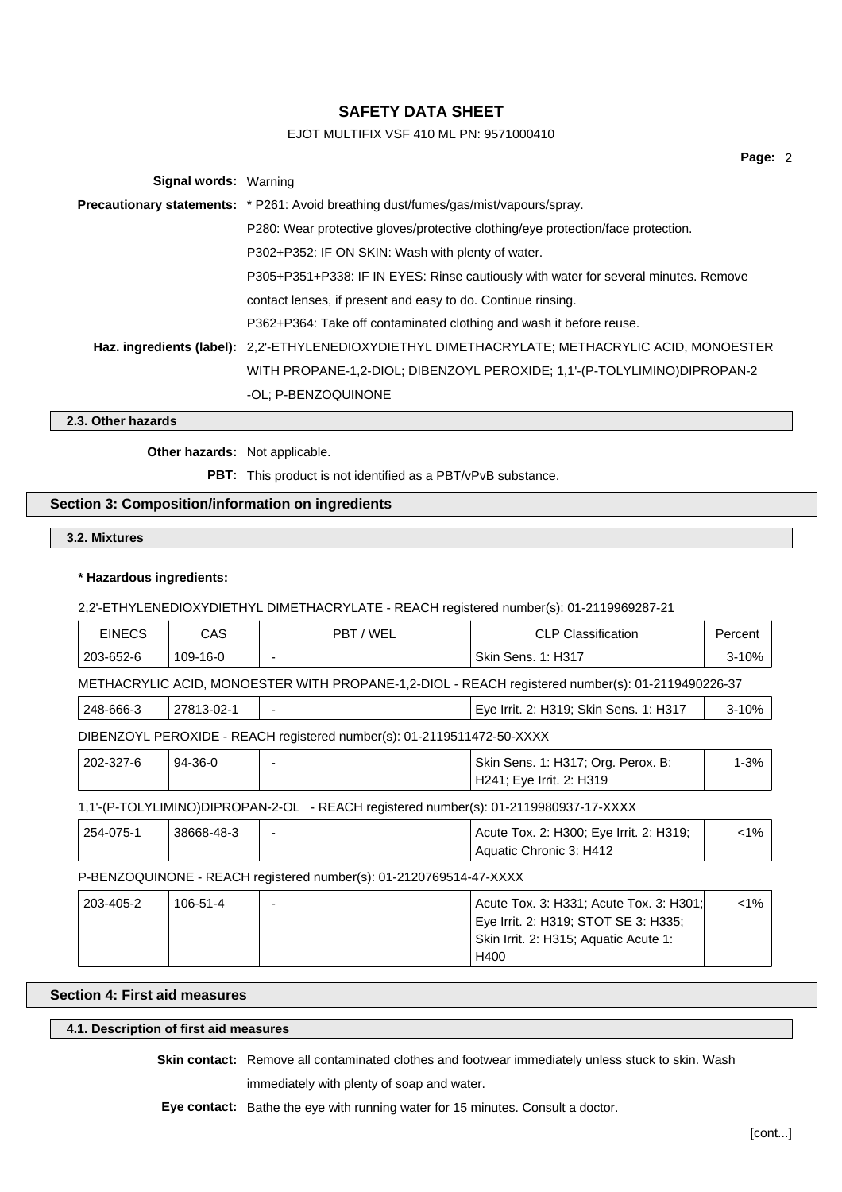**Signal words:** Warning

**Precautionary statements:** * P261: Avoid breathing dust/fumes/gas/mist/vapours/spray.

P280: Wear protective gloves/protective clothing/eye protection/face protection.

P302+P352: IF ON SKIN: Wash with plenty of water.

P305+P351+P338: IF IN EYES: Rinse cautiously with water for several minutes. Remove contact lenses, if present and easy to do. Continue rinsing.

P362+P364: Take off contaminated clothing and wash it before reuse.

**Haz. ingredients (label):** 2,2'-ETHYLENEDIOXYDIETHYL DIMETHACRYLATE; METHACRYLIC ACID, MONOESTER WITH PROPANE-1,2-DIOL; DIBENZOYL PEROXIDE; 1,1'-(P-TOLYLIMINO)DIPROPAN-2-OL; P-BENZOQUINONE

### 2.3. Other hazards

**Other hazards:** Not applicable.

**PBT:** This product is not identified as a PBT/vPvB substance.

## Section 3: Composition/information on ingredients

### 3.2. Mixtures

**\* Hazardous ingredients:**

2,2'-ETHYLENEDIOXYDIETHYL DIMETHACRYLATE - REACH registered number(s): 01-2119969287-21

| EINECS | CAS | PBT / WEL | CLP Classification | Percent |
|---|---|---|---|---|
| 203-652-6 | 109-16-0 | - | Skin Sens. 1: H317 | 3-10% |

METHACRYLIC ACID, MONOESTER WITH PROPANE-1,2-DIOL - REACH registered number(s): 01-2119490226-37

| EINECS | CAS | PBT / WEL | CLP Classification | Percent |
|---|---|---|---|---|
| 248-666-3 | 27813-02-1 | - | Eye Irrit. 2: H319; Skin Sens. 1: H317 | 3-10% |

DIBENZOYL PEROXIDE - REACH registered number(s): 01-2119511472-50-XXXX

| EINECS | CAS | PBT / WEL | CLP Classification | Percent |
|---|---|---|---|---|
| 202-327-6 | 94-36-0 | - | Skin Sens. 1: H317; Org. Perox. B: H241; Eye Irrit. 2: H319 | 1-3% |

1,1'-(P-TOLYLIMINO)DIPROPAN-2-OL - REACH registered number(s): 01-2119980937-17-XXXX

| EINECS | CAS | PBT / WEL | CLP Classification | Percent |
|---|---|---|---|---|
| 254-075-1 | 38668-48-3 | - | Acute Tox. 2: H300; Eye Irrit. 2: H319; Aquatic Chronic 3: H412 | <1% |

P-BENZOQUINONE - REACH registered number(s): 01-2120769514-47-XXXX

| EINECS | CAS | PBT / WEL | CLP Classification | Percent |
|---|---|---|---|---|
| 203-405-2 | 106-51-4 | - | Acute Tox. 3: H331; Acute Tox. 3: H301; Eye Irrit. 2: H319; STOT SE 3: H335; Skin Irrit. 2: H315; Aquatic Acute 1: H400 | <1% |

## Section 4: First aid measures

### 4.1. Description of first aid measures

**Skin contact:** Remove all contaminated clothes and footwear immediately unless stuck to skin. Wash immediately with plenty of soap and water.

**Eye contact:** Bathe the eye with running water for 15 minutes. Consult a doctor.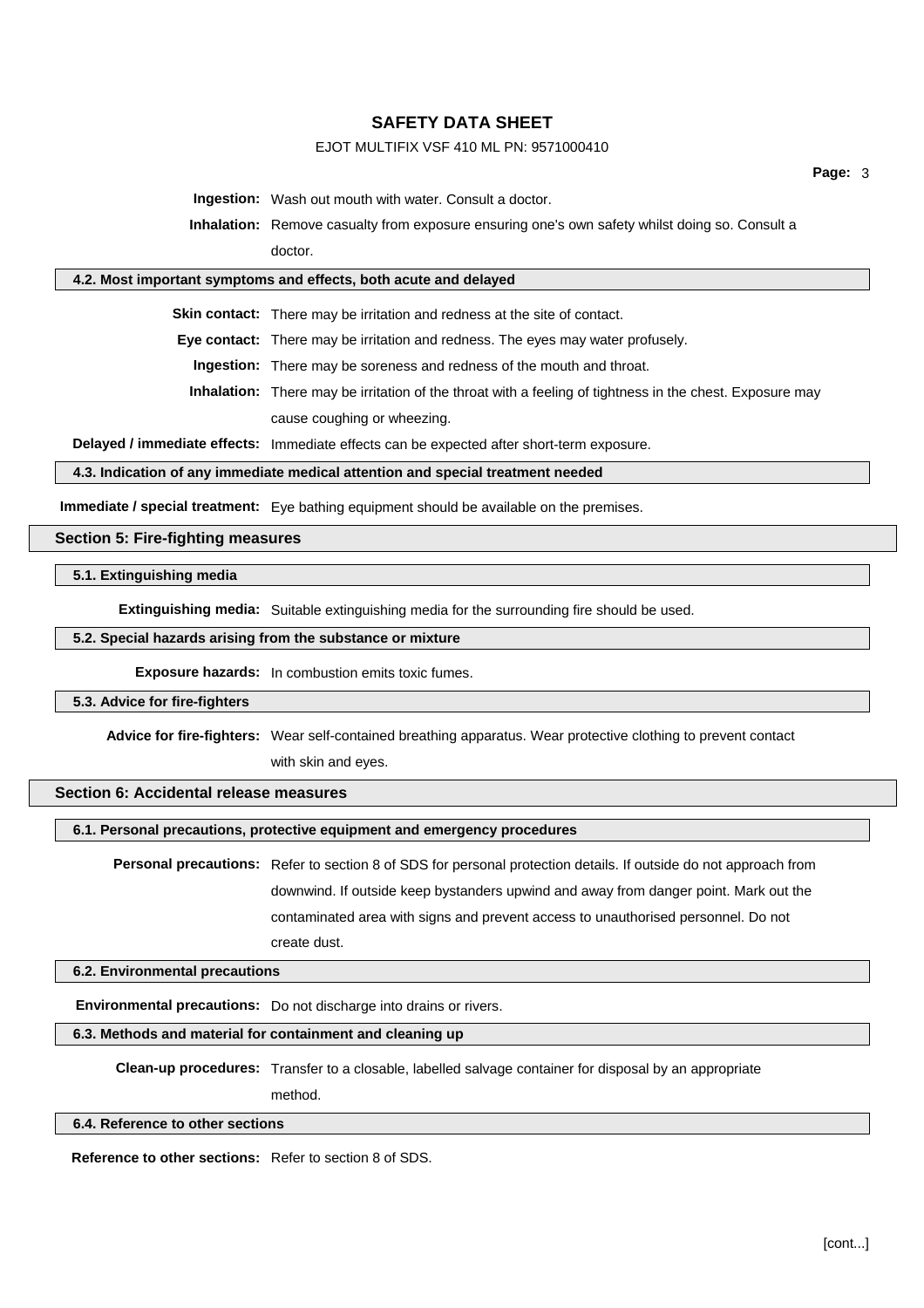**Ingestion:** Wash out mouth with water. Consult a doctor.

**Inhalation:** Remove casualty from exposure ensuring one's own safety whilst doing so. Consult a doctor.

### 4.2. Most important symptoms and effects, both acute and delayed

**Skin contact:** There may be irritation and redness at the site of contact.

**Eye contact:** There may be irritation and redness. The eyes may water profusely.

**Ingestion:** There may be soreness and redness of the mouth and throat.

**Inhalation:** There may be irritation of the throat with a feeling of tightness in the chest. Exposure may cause coughing or wheezing.

**Delayed / immediate effects:** Immediate effects can be expected after short-term exposure.

### 4.3. Indication of any immediate medical attention and special treatment needed

**Immediate / special treatment:** Eye bathing equipment should be available on the premises.

## Section 5: Fire-fighting measures

### 5.1. Extinguishing media

**Extinguishing media:** Suitable extinguishing media for the surrounding fire should be used.

### 5.2. Special hazards arising from the substance or mixture

**Exposure hazards:** In combustion emits toxic fumes.

### 5.3. Advice for fire-fighters

**Advice for fire-fighters:** Wear self-contained breathing apparatus. Wear protective clothing to prevent contact with skin and eyes.

## Section 6: Accidental release measures

### 6.1. Personal precautions, protective equipment and emergency procedures

**Personal precautions:** Refer to section 8 of SDS for personal protection details. If outside do not approach from downwind. If outside keep bystanders upwind and away from danger point. Mark out the contaminated area with signs and prevent access to unauthorised personnel. Do not create dust.

### 6.2. Environmental precautions

**Environmental precautions:** Do not discharge into drains or rivers.

### 6.3. Methods and material for containment and cleaning up

**Clean-up procedures:** Transfer to a closable, labelled salvage container for disposal by an appropriate method.

### 6.4. Reference to other sections

**Reference to other sections:** Refer to section 8 of SDS.

[cont...]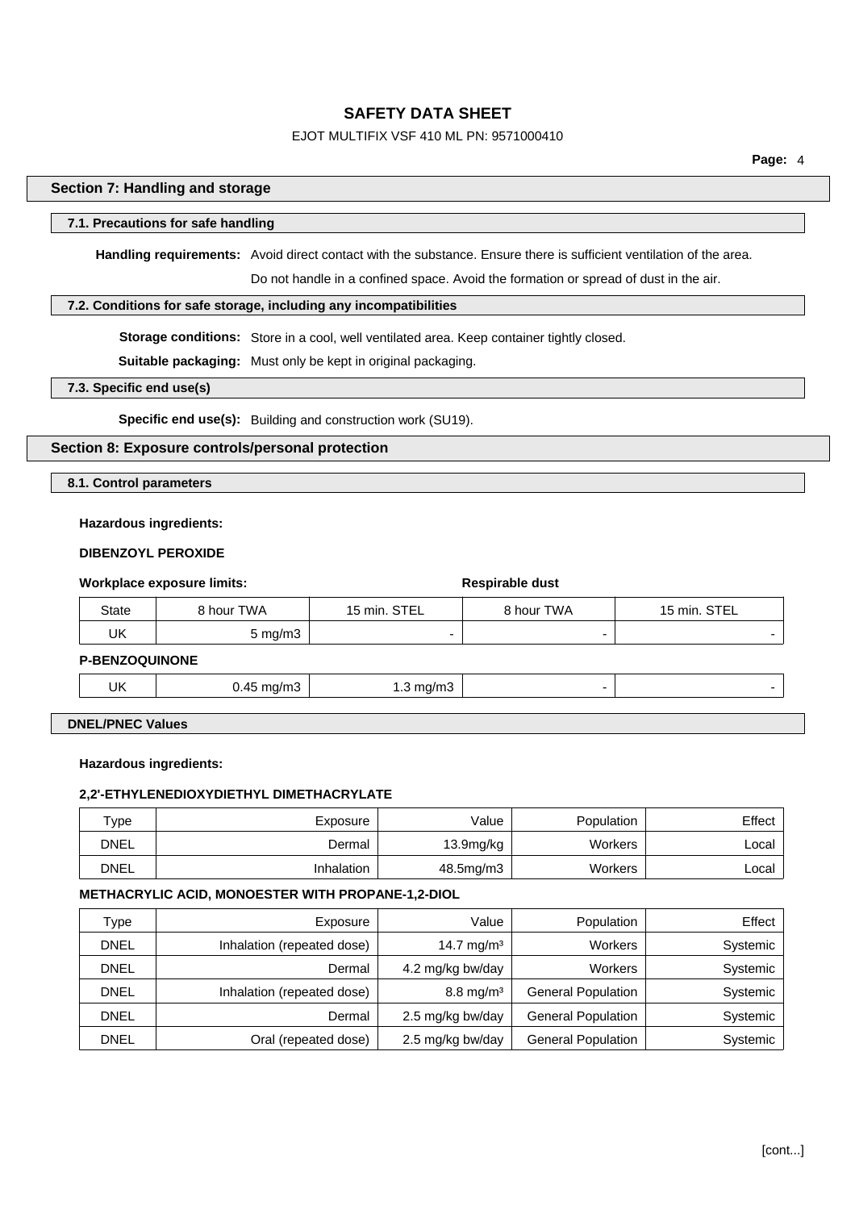## Section 7: Handling and storage

### 7.1. Precautions for safe handling

**Handling requirements:** Avoid direct contact with the substance. Ensure there is sufficient ventilation of the area.

Do not handle in a confined space. Avoid the formation or spread of dust in the air.

### 7.2. Conditions for safe storage, including any incompatibilities

**Storage conditions:** Store in a cool, well ventilated area. Keep container tightly closed.

**Suitable packaging:** Must only be kept in original packaging.

### 7.3. Specific end use(s)

**Specific end use(s):** Building and construction work (SU19).

## Section 8: Exposure controls/personal protection

### 8.1. Control parameters

**Hazardous ingredients:**

**DIBENZOYL PEROXIDE**

| Workplace exposure limits: | | | Respirable dust | |
|---|---|---|---|---|
| State | 8 hour TWA | 15 min. STEL | 8 hour TWA | 15 min. STEL |
| UK | 5 mg/m3 | - | - | - |
| **P-BENZOQUINONE** | | | | |
| UK | 0.45 mg/m3 | 1.3 mg/m3 | - | - |

### DNEL/PNEC Values

**Hazardous ingredients:**

**2,2'-ETHYLENEDIOXYDIETHYL DIMETHACRYLATE**

| Type | Exposure | Value | Population | Effect |
|---|---|---|---|---|
| DNEL | Dermal | 13.9mg/kg | Workers | Local |
| DNEL | Inhalation | 48.5mg/m3 | Workers | Local |

**METHACRYLIC ACID, MONOESTER WITH PROPANE-1,2-DIOL**

| Type | Exposure | Value | Population | Effect |
|---|---|---|---|---|
| DNEL | Inhalation (repeated dose) | 14.7 mg/m³ | Workers | Systemic |
| DNEL | Dermal | 4.2 mg/kg bw/day | Workers | Systemic |
| DNEL | Inhalation (repeated dose) | 8.8 mg/m³ | General Population | Systemic |
| DNEL | Dermal | 2.5 mg/kg bw/day | General Population | Systemic |
| DNEL | Oral (repeated dose) | 2.5 mg/kg bw/day | General Population | Systemic |

[cont...]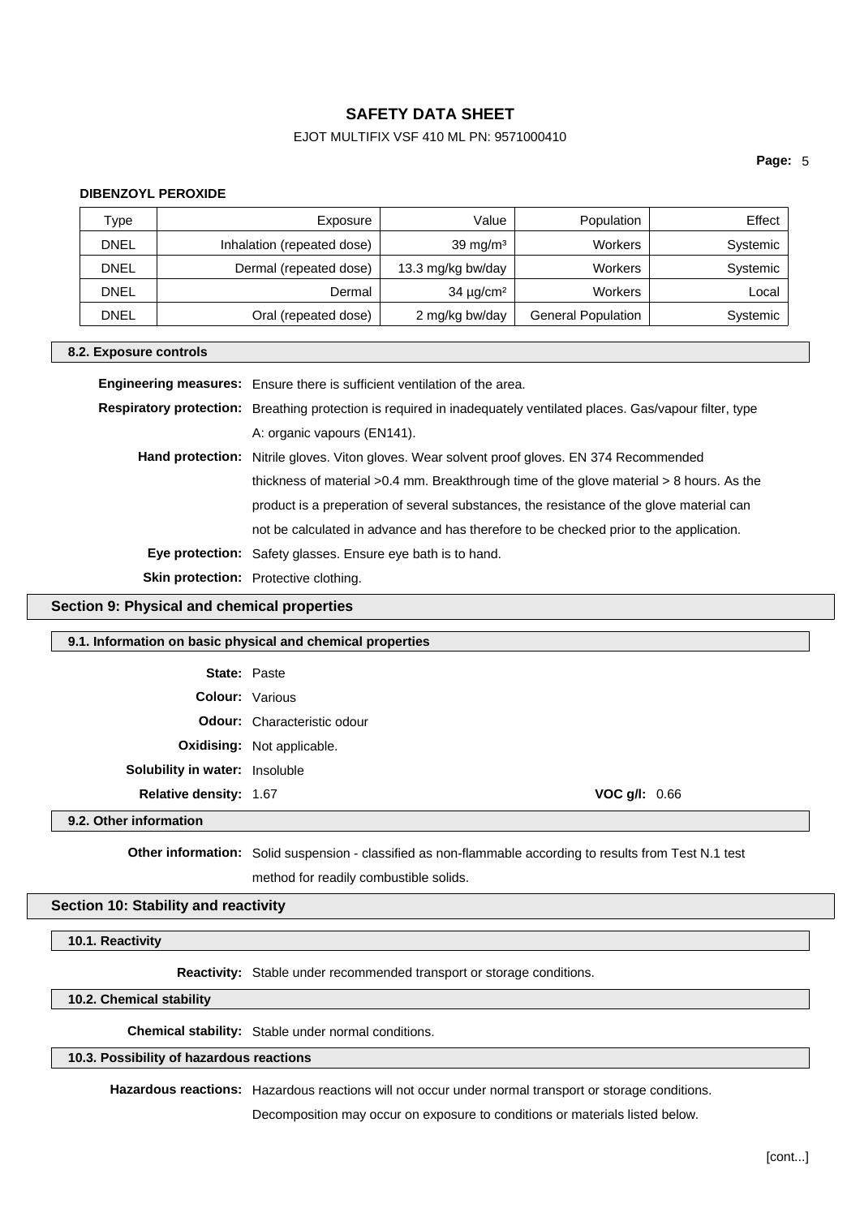**DIBENZOYL PEROXIDE**

| Type | Exposure | Value | Population | Effect |
|---|---|---|---|---|
| DNEL | Inhalation (repeated dose) | 39 mg/m³ | Workers | Systemic |
| DNEL | Dermal (repeated dose) | 13.3 mg/kg bw/day | Workers | Systemic |
| DNEL | Dermal | 34 µg/cm² | Workers | Local |
| DNEL | Oral (repeated dose) | 2 mg/kg bw/day | General Population | Systemic |

### 8.2. Exposure controls

**Engineering measures:** Ensure there is sufficient ventilation of the area.

**Respiratory protection:** Breathing protection is required in inadequately ventilated places. Gas/vapour filter, type A: organic vapours (EN141).

**Hand protection:** Nitrile gloves. Viton gloves. Wear solvent proof gloves. EN 374 Recommended thickness of material >0.4 mm. Breakthrough time of the glove material > 8 hours. As the product is a preperation of several substances, the resistance of the glove material can not be calculated in advance and has therefore to be checked prior to the application.

**Eye protection:** Safety glasses. Ensure eye bath is to hand.

**Skin protection:** Protective clothing.

## Section 9: Physical and chemical properties

### 9.1. Information on basic physical and chemical properties

**State:** Paste

**Colour:** Various

**Odour:** Characteristic odour

**Oxidising:** Not applicable.

**Solubility in water:** Insoluble

**Relative density:** 1.67 **VOC g/l:** 0.66

### 9.2. Other information

**Other information:** Solid suspension - classified as non-flammable according to results from Test N.1 test method for readily combustible solids.

## Section 10: Stability and reactivity

### 10.1. Reactivity

**Reactivity:** Stable under recommended transport or storage conditions.

### 10.2. Chemical stability

**Chemical stability:** Stable under normal conditions.

### 10.3. Possibility of hazardous reactions

**Hazardous reactions:** Hazardous reactions will not occur under normal transport or storage conditions. Decomposition may occur on exposure to conditions or materials listed below.

[cont...]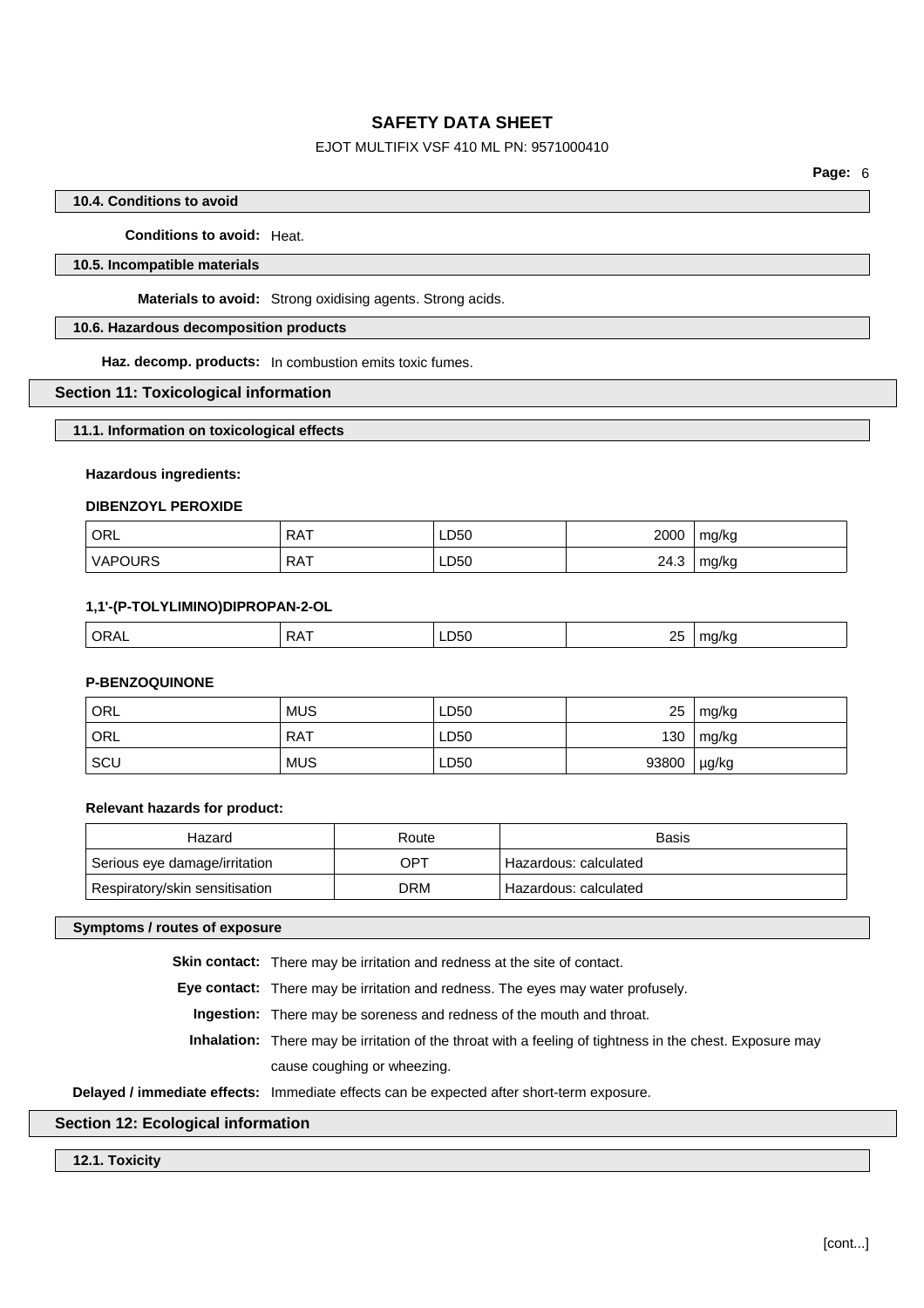### 10.4. Conditions to avoid

**Conditions to avoid:** Heat.

### 10.5. Incompatible materials

**Materials to avoid:** Strong oxidising agents. Strong acids.

### 10.6. Hazardous decomposition products

**Haz. decomp. products:** In combustion emits toxic fumes.

## Section 11: Toxicological information

### 11.1. Information on toxicological effects

**Hazardous ingredients:**

**DIBENZOYL PEROXIDE**

| | | | | |
|---|---|---|---|---|
| ORL | RAT | LD50 | 2000 | mg/kg |
| VAPOURS | RAT | LD50 | 24.3 | mg/kg |

**1,1'-(P-TOLYLIMINO)DIPROPAN-2-OL**

| | | | | |
|---|---|---|---|---|
| ORAL | RAT | LD50 | 25 | mg/kg |

**P-BENZOQUINONE**

| | | | | |
|---|---|---|---|---|
| ORL | MUS | LD50 | 25 | mg/kg |
| ORL | RAT | LD50 | 130 | mg/kg |
| SCU | MUS | LD50 | 93800 | μg/kg |

**Relevant hazards for product:**

| Hazard | Route | Basis |
|---|---|---|
| Serious eye damage/irritation | OPT | Hazardous: calculated |
| Respiratory/skin sensitisation | DRM | Hazardous: calculated |

### Symptoms / routes of exposure

**Skin contact:** There may be irritation and redness at the site of contact.

**Eye contact:** There may be irritation and redness. The eyes may water profusely.

**Ingestion:** There may be soreness and redness of the mouth and throat.

**Inhalation:** There may be irritation of the throat with a feeling of tightness in the chest. Exposure may cause coughing or wheezing.

**Delayed / immediate effects:** Immediate effects can be expected after short-term exposure.

## Section 12: Ecological information

### 12.1. Toxicity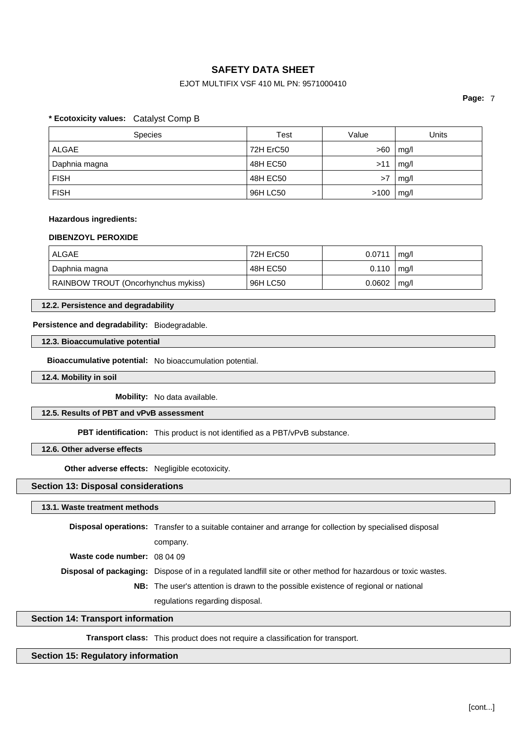**\* Ecotoxicity values:** Catalyst Comp B

| Species | Test | Value | Units |
|---|---|---|---|
| ALGAE | 72H ErC50 | >60 | mg/l |
| Daphnia magna | 48H EC50 | >11 | mg/l |
| FISH | 48H EC50 | >7 | mg/l |
| FISH | 96H LC50 | >100 | mg/l |

**Hazardous ingredients:**

**DIBENZOYL PEROXIDE**

| | | | |
|---|---|---|---|
| ALGAE | 72H ErC50 | 0.0711 | mg/l |
| Daphnia magna | 48H EC50 | 0.110 | mg/l |
| RAINBOW TROUT (Oncorhynchus mykiss) | 96H LC50 | 0.0602 | mg/l |

### 12.2. Persistence and degradability

**Persistence and degradability:** Biodegradable.

### 12.3. Bioaccumulative potential

**Bioaccumulative potential:** No bioaccumulation potential.

### 12.4. Mobility in soil

**Mobility:** No data available.

### 12.5. Results of PBT and vPvB assessment

**PBT identification:** This product is not identified as a PBT/vPvB substance.

### 12.6. Other adverse effects

**Other adverse effects:** Negligible ecotoxicity.

## Section 13: Disposal considerations

### 13.1. Waste treatment methods

**Disposal operations:** Transfer to a suitable container and arrange for collection by specialised disposal company.

**Waste code number:** 08 04 09

**Disposal of packaging:** Dispose of in a regulated landfill site or other method for hazardous or toxic wastes.

**NB:** The user's attention is drawn to the possible existence of regional or national regulations regarding disposal.

## Section 14: Transport information

**Transport class:** This product does not require a classification for transport.

## Section 15: Regulatory information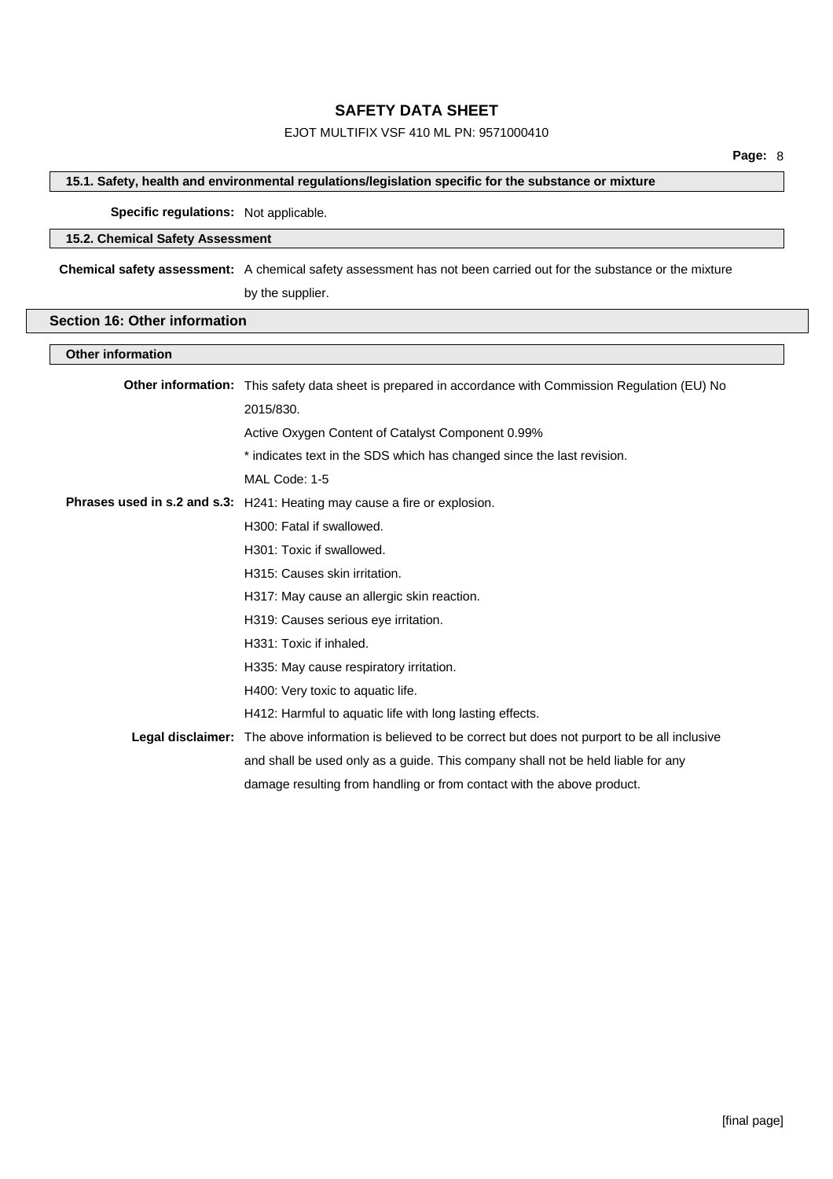### 15.1. Safety, health and environmental regulations/legislation specific for the substance or mixture

**Specific regulations:** Not applicable.

### 15.2. Chemical Safety Assessment

**Chemical safety assessment:** A chemical safety assessment has not been carried out for the substance or the mixture by the supplier.

## Section 16: Other information

### Other information

**Other information:** This safety data sheet is prepared in accordance with Commission Regulation (EU) No 2015/830.

Active Oxygen Content of Catalyst Component 0.99%

* indicates text in the SDS which has changed since the last revision.

MAL Code: 1-5

**Phrases used in s.2 and s.3:** H241: Heating may cause a fire or explosion.

H300: Fatal if swallowed.

H301: Toxic if swallowed.

H315: Causes skin irritation.

H317: May cause an allergic skin reaction.

H319: Causes serious eye irritation.

H331: Toxic if inhaled.

H335: May cause respiratory irritation.

H400: Very toxic to aquatic life.

H412: Harmful to aquatic life with long lasting effects.

**Legal disclaimer:** The above information is believed to be correct but does not purport to be all inclusive and shall be used only as a guide. This company shall not be held liable for any damage resulting from handling or from contact with the above product.

[final page]